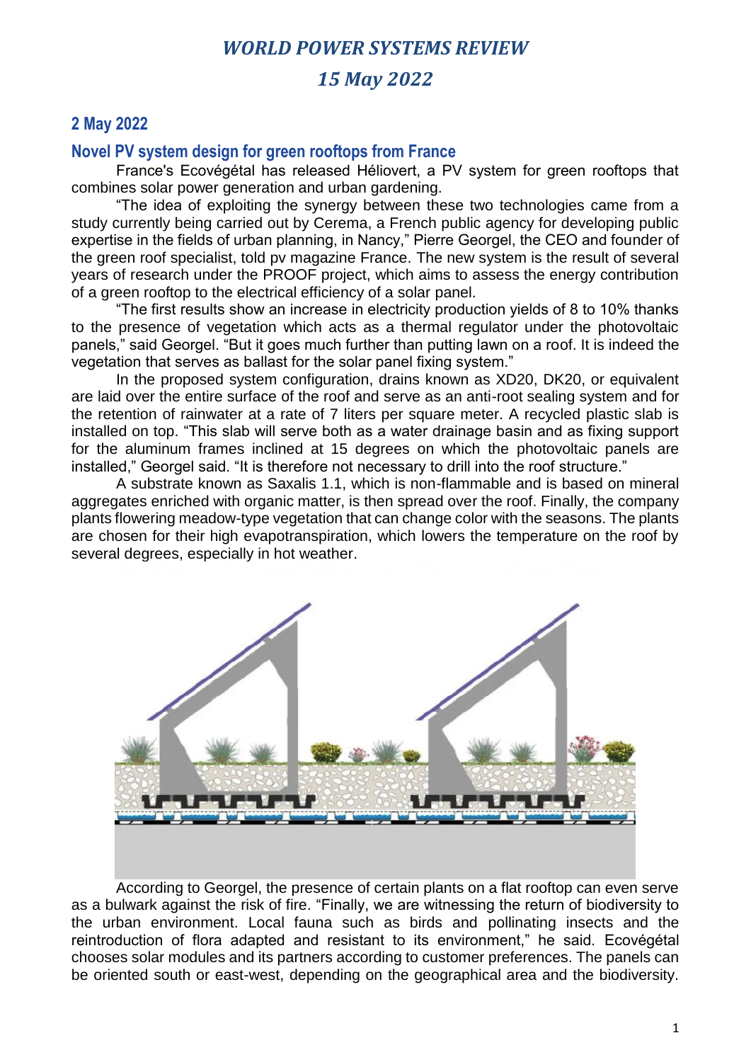# *WORLD POWER SYSTEMS REVIEW*

## *15 May 2022*

### 2 May 2022

### Novel PV system design for green rooftops from France

France's Ecovégétal has released Héliovert, a PV system for green rooftops that combines solar power generation and urban gardening.

"The idea of exploiting the synergy between these two technologies came from a study currently being carried out by Cerema, a French public agency for developing public expertise in the fields of urban planning, in Nancy," Pierre Georgel, the CEO and founder of the green roof specialist, told pv magazine France. The new system is the result of several years of research under the PROOF project, which aims to assess the energy contribution of a green rooftop to the electrical efficiency of a solar panel.

"The first results show an increase in electricity production yields of 8 to 10% thanks to the presence of vegetation which acts as a thermal regulator under the photovoltaic panels," said Georgel. "But it goes much further than putting lawn on a roof. It is indeed the vegetation that serves as ballast for the solar panel fixing system."

In the proposed system configuration, drains known as XD20, DK20, or equivalent are laid over the entire surface of the roof and serve as an anti-root sealing system and for the retention of rainwater at a rate of 7 liters per square meter. A recycled plastic slab is installed on top. "This slab will serve both as a water drainage basin and as fixing support for the aluminum frames inclined at 15 degrees on which the photovoltaic panels are installed," Georgel said. "It is therefore not necessary to drill into the roof structure."

A substrate known as Saxalis 1.1, which is non-flammable and is based on mineral aggregates enriched with organic matter, is then spread over the roof. Finally, the company plants flowering meadow-type vegetation that can change color with the seasons. The plants are chosen for their high evapotranspiration, which lowers the temperature on the roof by several degrees, especially in hot weather.

According to Georgel, the presence of certain plants on a flat rooftop can even serve as a bulwark against the risk of fire. "Finally, we are witnessing the return of biodiversity to the urban environment. Local fauna such as birds and pollinating insects and the reintroduction of flora adapted and resistant to its environment," he said. Ecovégétal chooses solar modules and its partners according to customer preferences. The panels can be oriented south or east-west, depending on the geographical area and the biodiversity.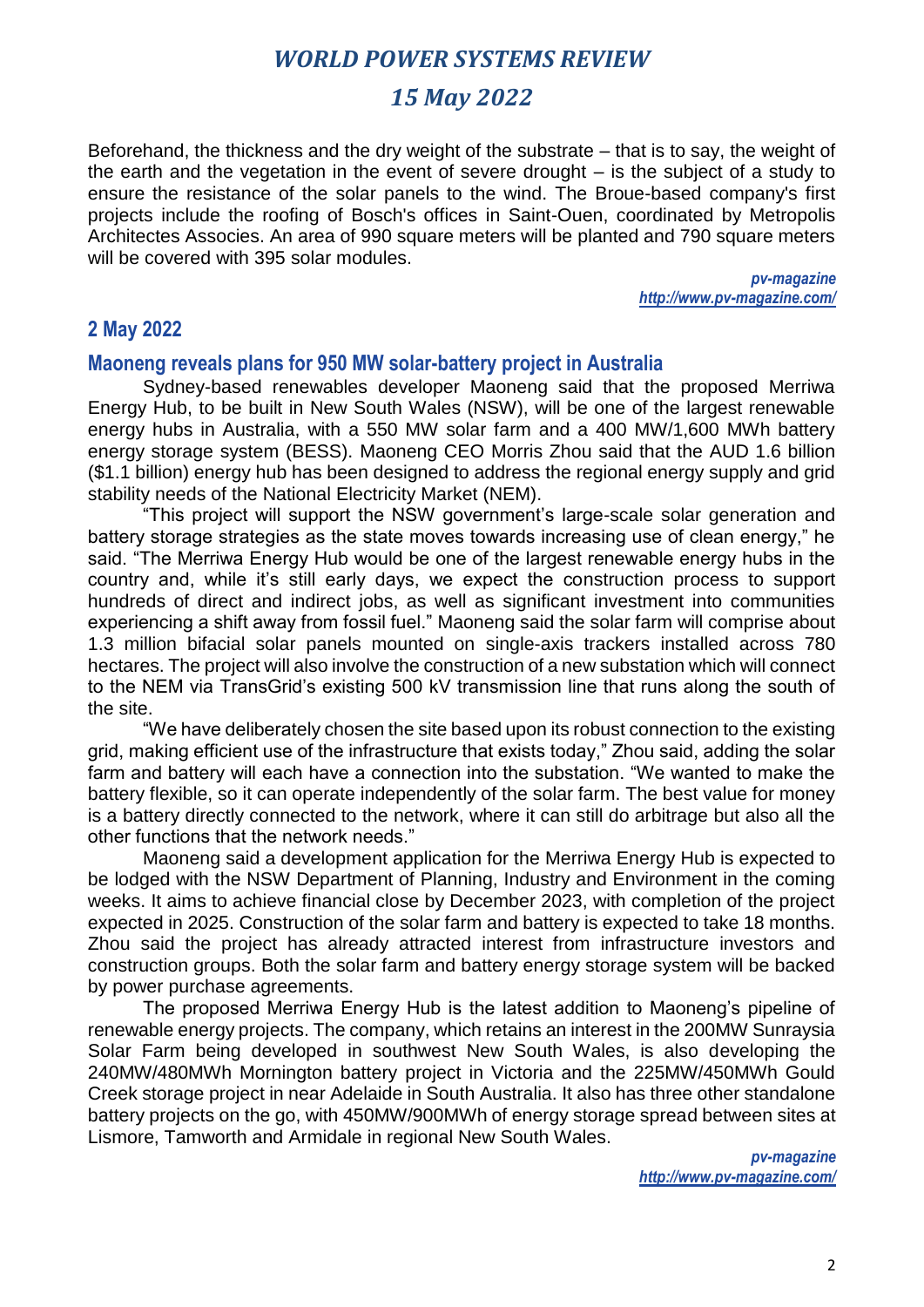Beforehand, the thickness and the dry weight of the substrate – that is to say, the weight of the earth and the vegetation in the event of severe drought – is the subject of a study to ensure the resistance of the solar panels to the wind. The Broue-based company's first projects include the roofing of Bosch's offices in Saint-Ouen, coordinated by Metropolis Architectes Associes. An area of 990 square meters will be planted and 790 square meters will be covered with 395 solar modules.

*pv-magazine*
*http://www.pv-magazine.com/*

## 2 May 2022

### Maoneng reveals plans for 950 MW solar-battery project in Australia

Sydney-based renewables developer Maoneng said that the proposed Merriwa Energy Hub, to be built in New South Wales (NSW), will be one of the largest renewable energy hubs in Australia, with a 550 MW solar farm and a 400 MW/1,600 MWh battery energy storage system (BESS). Maoneng CEO Morris Zhou said that the AUD 1.6 billion ($1.1 billion) energy hub has been designed to address the regional energy supply and grid stability needs of the National Electricity Market (NEM).

"This project will support the NSW government's large-scale solar generation and battery storage strategies as the state moves towards increasing use of clean energy," he said. "The Merriwa Energy Hub would be one of the largest renewable energy hubs in the country and, while it's still early days, we expect the construction process to support hundreds of direct and indirect jobs, as well as significant investment into communities experiencing a shift away from fossil fuel." Maoneng said the solar farm will comprise about 1.3 million bifacial solar panels mounted on single-axis trackers installed across 780 hectares. The project will also involve the construction of a new substation which will connect to the NEM via TransGrid's existing 500 kV transmission line that runs along the south of the site.

"We have deliberately chosen the site based upon its robust connection to the existing grid, making efficient use of the infrastructure that exists today," Zhou said, adding the solar farm and battery will each have a connection into the substation. "We wanted to make the battery flexible, so it can operate independently of the solar farm. The best value for money is a battery directly connected to the network, where it can still do arbitrage but also all the other functions that the network needs."

Maoneng said a development application for the Merriwa Energy Hub is expected to be lodged with the NSW Department of Planning, Industry and Environment in the coming weeks. It aims to achieve financial close by December 2023, with completion of the project expected in 2025. Construction of the solar farm and battery is expected to take 18 months. Zhou said the project has already attracted interest from infrastructure investors and construction groups. Both the solar farm and battery energy storage system will be backed by power purchase agreements.

The proposed Merriwa Energy Hub is the latest addition to Maoneng's pipeline of renewable energy projects. The company, which retains an interest in the 200MW Sunraysia Solar Farm being developed in southwest New South Wales, is also developing the 240MW/480MWh Mornington battery project in Victoria and the 225MW/450MWh Gould Creek storage project in near Adelaide in South Australia. It also has three other standalone battery projects on the go, with 450MW/900MWh of energy storage spread between sites at Lismore, Tamworth and Armidale in regional New South Wales.

*pv-magazine*
*http://www.pv-magazine.com/*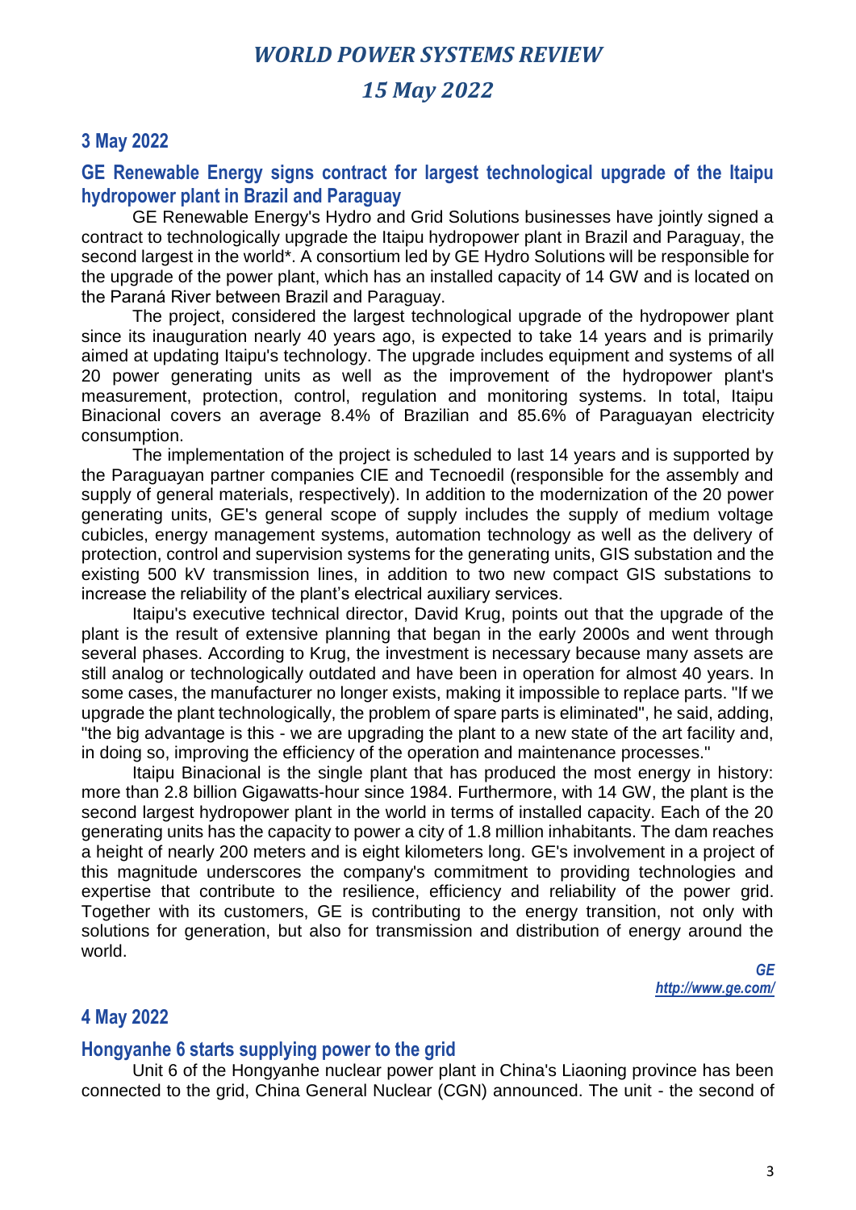## 3 May 2022

### GE Renewable Energy signs contract for largest technological upgrade of the Itaipu hydropower plant in Brazil and Paraguay

GE Renewable Energy's Hydro and Grid Solutions businesses have jointly signed a contract to technologically upgrade the Itaipu hydropower plant in Brazil and Paraguay, the second largest in the world*. A consortium led by GE Hydro Solutions will be responsible for the upgrade of the power plant, which has an installed capacity of 14 GW and is located on the Paraná River between Brazil and Paraguay.

The project, considered the largest technological upgrade of the hydropower plant since its inauguration nearly 40 years ago, is expected to take 14 years and is primarily aimed at updating Itaipu's technology. The upgrade includes equipment and systems of all 20 power generating units as well as the improvement of the hydropower plant's measurement, protection, control, regulation and monitoring systems. In total, Itaipu Binacional covers an average 8.4% of Brazilian and 85.6% of Paraguayan electricity consumption.

The implementation of the project is scheduled to last 14 years and is supported by the Paraguayan partner companies CIE and Tecnoedil (responsible for the assembly and supply of general materials, respectively). In addition to the modernization of the 20 power generating units, GE's general scope of supply includes the supply of medium voltage cubicles, energy management systems, automation technology as well as the delivery of protection, control and supervision systems for the generating units, GIS substation and the existing 500 kV transmission lines, in addition to two new compact GIS substations to increase the reliability of the plant's electrical auxiliary services.

Itaipu's executive technical director, David Krug, points out that the upgrade of the plant is the result of extensive planning that began in the early 2000s and went through several phases. According to Krug, the investment is necessary because many assets are still analog or technologically outdated and have been in operation for almost 40 years. In some cases, the manufacturer no longer exists, making it impossible to replace parts. "If we upgrade the plant technologically, the problem of spare parts is eliminated", he said, adding, "the big advantage is this - we are upgrading the plant to a new state of the art facility and, in doing so, improving the efficiency of the operation and maintenance processes."

Itaipu Binacional is the single plant that has produced the most energy in history: more than 2.8 billion Gigawatts-hour since 1984. Furthermore, with 14 GW, the plant is the second largest hydropower plant in the world in terms of installed capacity. Each of the 20 generating units has the capacity to power a city of 1.8 million inhabitants. The dam reaches a height of nearly 200 meters and is eight kilometers long. GE's involvement in a project of this magnitude underscores the company's commitment to providing technologies and expertise that contribute to the resilience, efficiency and reliability of the power grid. Together with its customers, GE is contributing to the energy transition, not only with solutions for generation, but also for transmission and distribution of energy around the world.

*GE*
*http://www.ge.com/*

## 4 May 2022

### Hongyanhe 6 starts supplying power to the grid

Unit 6 of the Hongyanhe nuclear power plant in China's Liaoning province has been connected to the grid, China General Nuclear (CGN) announced. The unit - the second of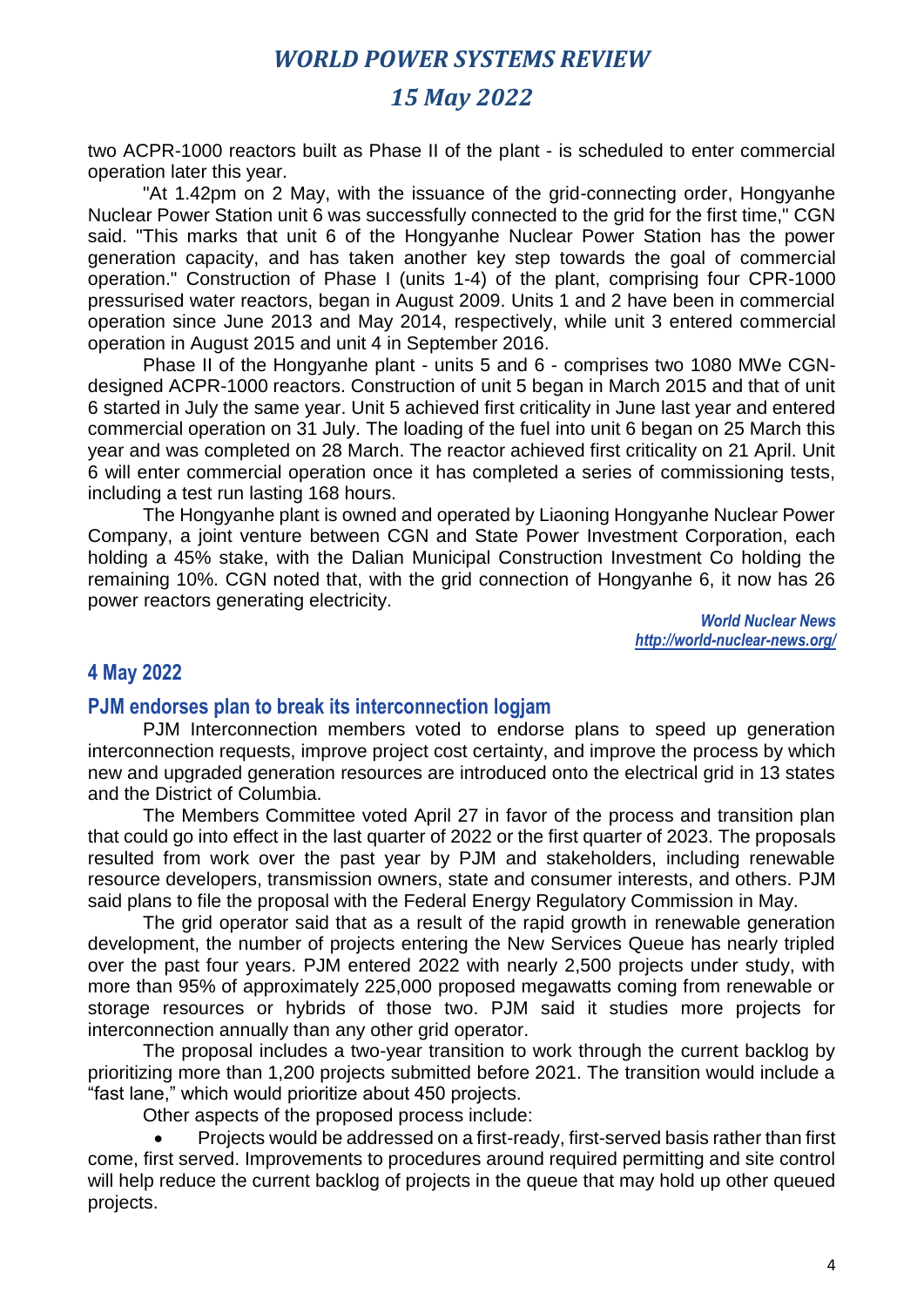two ACPR-1000 reactors built as Phase II of the plant - is scheduled to enter commercial operation later this year.

"At 1.42pm on 2 May, with the issuance of the grid-connecting order, Hongyanhe Nuclear Power Station unit 6 was successfully connected to the grid for the first time," CGN said. "This marks that unit 6 of the Hongyanhe Nuclear Power Station has the power generation capacity, and has taken another key step towards the goal of commercial operation." Construction of Phase I (units 1-4) of the plant, comprising four CPR-1000 pressurised water reactors, began in August 2009. Units 1 and 2 have been in commercial operation since June 2013 and May 2014, respectively, while unit 3 entered commercial operation in August 2015 and unit 4 in September 2016.

Phase II of the Hongyanhe plant - units 5 and 6 - comprises two 1080 MWe CGN-designed ACPR-1000 reactors. Construction of unit 5 began in March 2015 and that of unit 6 started in July the same year. Unit 5 achieved first criticality in June last year and entered commercial operation on 31 July. The loading of the fuel into unit 6 began on 25 March this year and was completed on 28 March. The reactor achieved first criticality on 21 April. Unit 6 will enter commercial operation once it has completed a series of commissioning tests, including a test run lasting 168 hours.

The Hongyanhe plant is owned and operated by Liaoning Hongyanhe Nuclear Power Company, a joint venture between CGN and State Power Investment Corporation, each holding a 45% stake, with the Dalian Municipal Construction Investment Co holding the remaining 10%. CGN noted that, with the grid connection of Hongyanhe 6, it now has 26 power reactors generating electricity.

*World Nuclear News*
*http://world-nuclear-news.org/*

## 4 May 2022

### PJM endorses plan to break its interconnection logjam

PJM Interconnection members voted to endorse plans to speed up generation interconnection requests, improve project cost certainty, and improve the process by which new and upgraded generation resources are introduced onto the electrical grid in 13 states and the District of Columbia.

The Members Committee voted April 27 in favor of the process and transition plan that could go into effect in the last quarter of 2022 or the first quarter of 2023. The proposals resulted from work over the past year by PJM and stakeholders, including renewable resource developers, transmission owners, state and consumer interests, and others. PJM said plans to file the proposal with the Federal Energy Regulatory Commission in May.

The grid operator said that as a result of the rapid growth in renewable generation development, the number of projects entering the New Services Queue has nearly tripled over the past four years. PJM entered 2022 with nearly 2,500 projects under study, with more than 95% of approximately 225,000 proposed megawatts coming from renewable or storage resources or hybrids of those two. PJM said it studies more projects for interconnection annually than any other grid operator.

The proposal includes a two-year transition to work through the current backlog by prioritizing more than 1,200 projects submitted before 2021. The transition would include a "fast lane," which would prioritize about 450 projects.

Other aspects of the proposed process include:

- Projects would be addressed on a first-ready, first-served basis rather than first come, first served. Improvements to procedures around required permitting and site control will help reduce the current backlog of projects in the queue that may hold up other queued projects.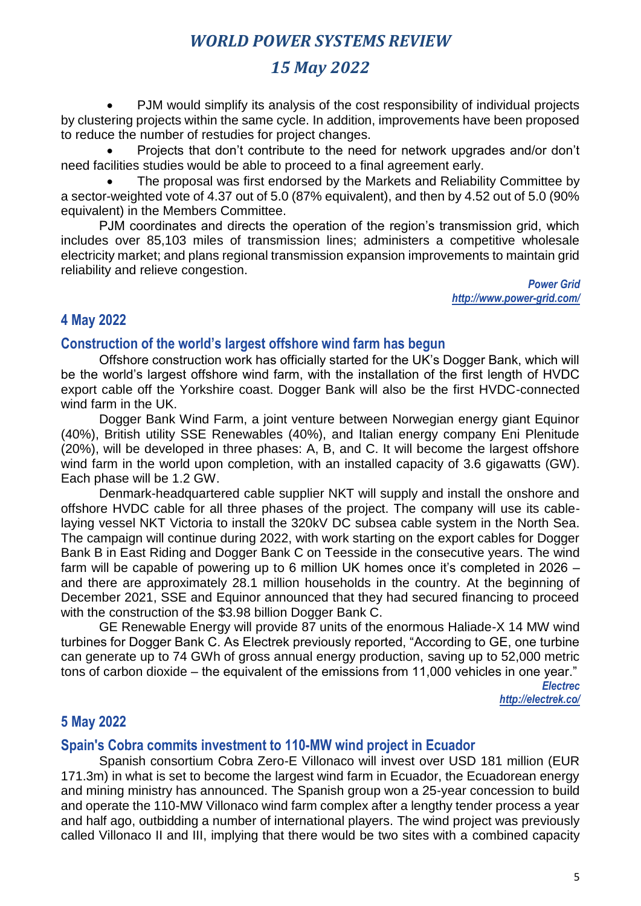- PJM would simplify its analysis of the cost responsibility of individual projects by clustering projects within the same cycle. In addition, improvements have been proposed to reduce the number of restudies for project changes.
- Projects that don't contribute to the need for network upgrades and/or don't need facilities studies would be able to proceed to a final agreement early.
- The proposal was first endorsed by the Markets and Reliability Committee by a sector-weighted vote of 4.37 out of 5.0 (87% equivalent), and then by 4.52 out of 5.0 (90% equivalent) in the Members Committee.

PJM coordinates and directs the operation of the region's transmission grid, which includes over 85,103 miles of transmission lines; administers a competitive wholesale electricity market; and plans regional transmission expansion improvements to maintain grid reliability and relieve congestion.

*Power Grid*
*http://www.power-grid.com/*

## 4 May 2022

### Construction of the world's largest offshore wind farm has begun

Offshore construction work has officially started for the UK's Dogger Bank, which will be the world's largest offshore wind farm, with the installation of the first length of HVDC export cable off the Yorkshire coast. Dogger Bank will also be the first HVDC-connected wind farm in the UK.

Dogger Bank Wind Farm, a joint venture between Norwegian energy giant Equinor (40%), British utility SSE Renewables (40%), and Italian energy company Eni Plenitude (20%), will be developed in three phases: A, B, and C. It will become the largest offshore wind farm in the world upon completion, with an installed capacity of 3.6 gigawatts (GW). Each phase will be 1.2 GW.

Denmark-headquartered cable supplier NKT will supply and install the onshore and offshore HVDC cable for all three phases of the project. The company will use its cable-laying vessel NKT Victoria to install the 320kV DC subsea cable system in the North Sea. The campaign will continue during 2022, with work starting on the export cables for Dogger Bank B in East Riding and Dogger Bank C on Teesside in the consecutive years. The wind farm will be capable of powering up to 6 million UK homes once it's completed in 2026 – and there are approximately 28.1 million households in the country. At the beginning of December 2021, SSE and Equinor announced that they had secured financing to proceed with the construction of the $3.98 billion Dogger Bank C.

GE Renewable Energy will provide 87 units of the enormous Haliade-X 14 MW wind turbines for Dogger Bank C. As Electrek previously reported, "According to GE, one turbine can generate up to 74 GWh of gross annual energy production, saving up to 52,000 metric tons of carbon dioxide – the equivalent of the emissions from 11,000 vehicles in one year."

*Electrec*
*http://electrek.co/*

## 5 May 2022

### Spain's Cobra commits investment to 110-MW wind project in Ecuador

Spanish consortium Cobra Zero-E Villonaco will invest over USD 181 million (EUR 171.3m) in what is set to become the largest wind farm in Ecuador, the Ecuadorean energy and mining ministry has announced. The Spanish group won a 25-year concession to build and operate the 110-MW Villonaco wind farm complex after a lengthy tender process a year and half ago, outbidding a number of international players. The wind project was previously called Villonaco II and III, implying that there would be two sites with a combined capacity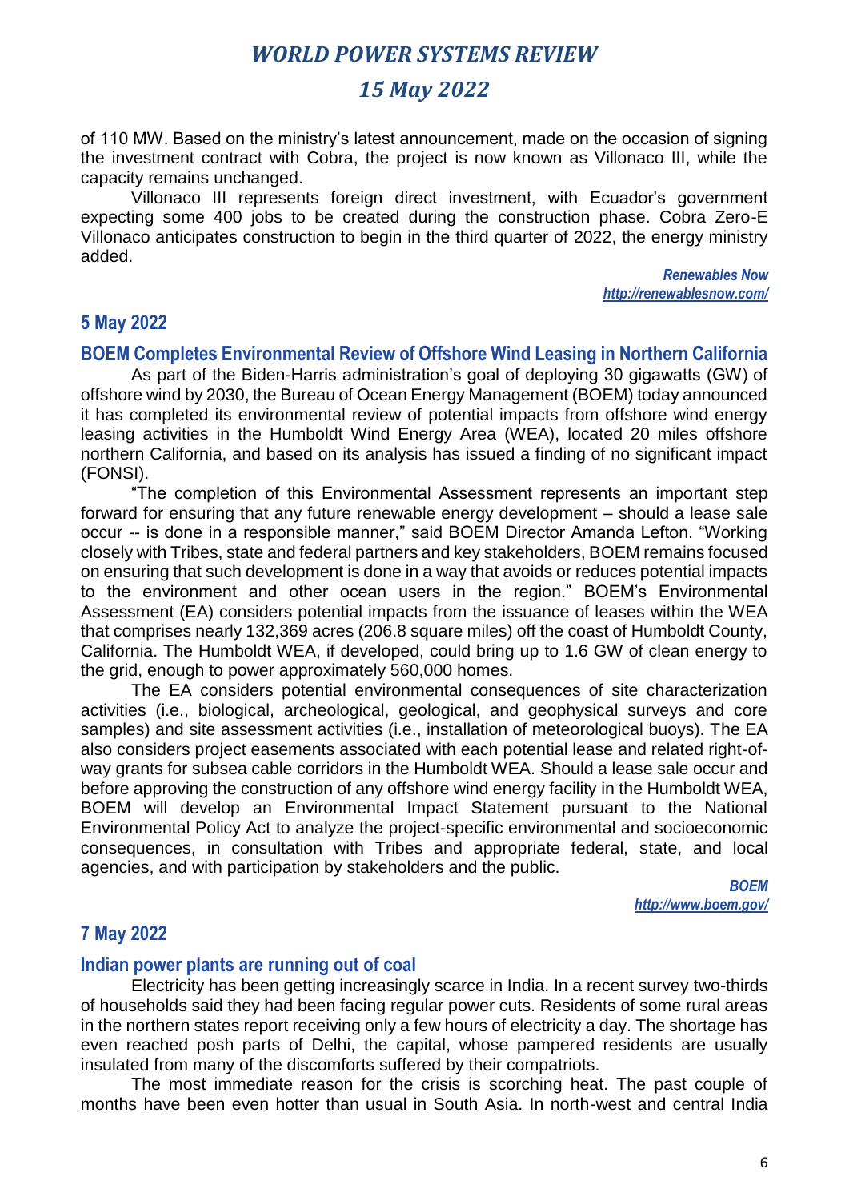of 110 MW. Based on the ministry's latest announcement, made on the occasion of signing the investment contract with Cobra, the project is now known as Villonaco III, while the capacity remains unchanged.

Villonaco III represents foreign direct investment, with Ecuador's government expecting some 400 jobs to be created during the construction phase. Cobra Zero-E Villonaco anticipates construction to begin in the third quarter of 2022, the energy ministry added.

*Renewables Now*
*http://renewablesnow.com/*

## 5 May 2022

### BOEM Completes Environmental Review of Offshore Wind Leasing in Northern California

As part of the Biden-Harris administration's goal of deploying 30 gigawatts (GW) of offshore wind by 2030, the Bureau of Ocean Energy Management (BOEM) today announced it has completed its environmental review of potential impacts from offshore wind energy leasing activities in the Humboldt Wind Energy Area (WEA), located 20 miles offshore northern California, and based on its analysis has issued a finding of no significant impact (FONSI).

"The completion of this Environmental Assessment represents an important step forward for ensuring that any future renewable energy development – should a lease sale occur -- is done in a responsible manner," said BOEM Director Amanda Lefton. "Working closely with Tribes, state and federal partners and key stakeholders, BOEM remains focused on ensuring that such development is done in a way that avoids or reduces potential impacts to the environment and other ocean users in the region." BOEM's Environmental Assessment (EA) considers potential impacts from the issuance of leases within the WEA that comprises nearly 132,369 acres (206.8 square miles) off the coast of Humboldt County, California. The Humboldt WEA, if developed, could bring up to 1.6 GW of clean energy to the grid, enough to power approximately 560,000 homes.

The EA considers potential environmental consequences of site characterization activities (i.e., biological, archeological, geological, and geophysical surveys and core samples) and site assessment activities (i.e., installation of meteorological buoys). The EA also considers project easements associated with each potential lease and related right-of-way grants for subsea cable corridors in the Humboldt WEA. Should a lease sale occur and before approving the construction of any offshore wind energy facility in the Humboldt WEA, BOEM will develop an Environmental Impact Statement pursuant to the National Environmental Policy Act to analyze the project-specific environmental and socioeconomic consequences, in consultation with Tribes and appropriate federal, state, and local agencies, and with participation by stakeholders and the public.

*BOEM*
*http://www.boem.gov/*

## 7 May 2022

### Indian power plants are running out of coal

Electricity has been getting increasingly scarce in India. In a recent survey two-thirds of households said they had been facing regular power cuts. Residents of some rural areas in the northern states report receiving only a few hours of electricity a day. The shortage has even reached posh parts of Delhi, the capital, whose pampered residents are usually insulated from many of the discomforts suffered by their compatriots.

The most immediate reason for the crisis is scorching heat. The past couple of months have been even hotter than usual in South Asia. In north-west and central India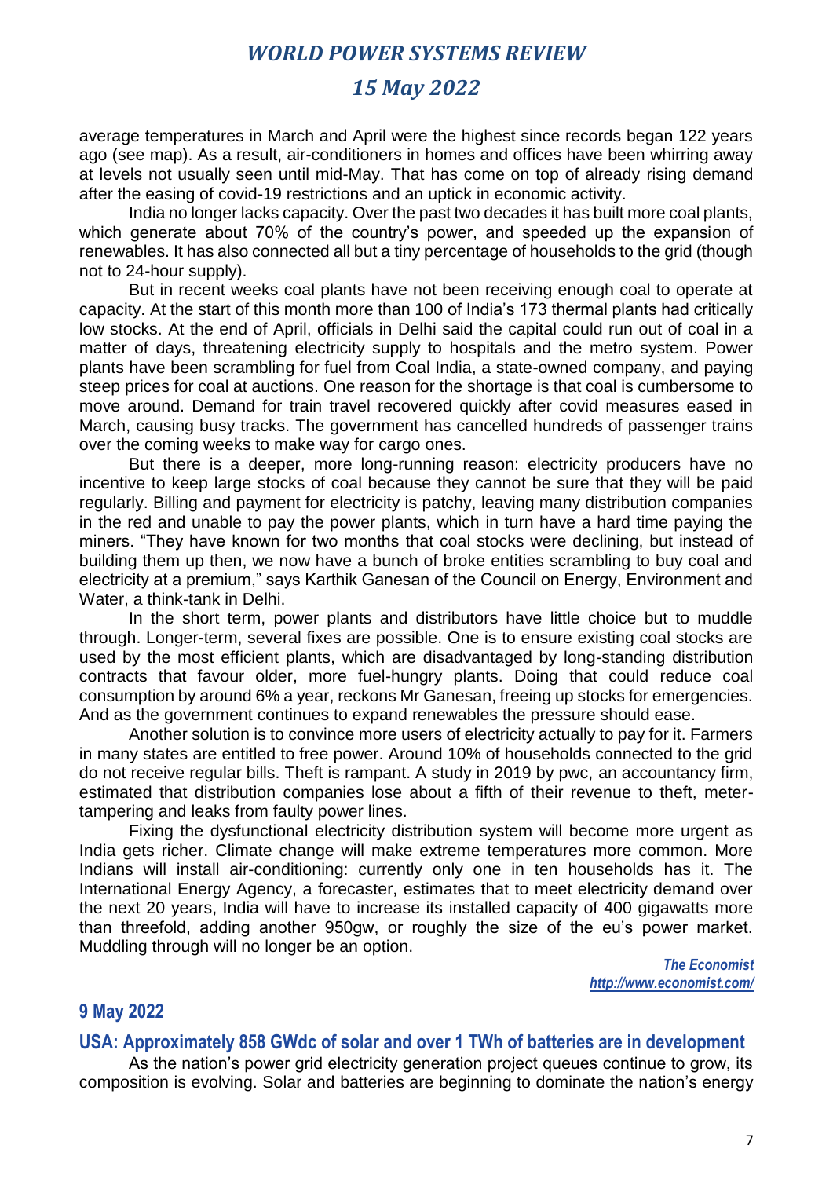average temperatures in March and April were the highest since records began 122 years ago (see map). As a result, air-conditioners in homes and offices have been whirring away at levels not usually seen until mid-May. That has come on top of already rising demand after the easing of covid-19 restrictions and an uptick in economic activity.

India no longer lacks capacity. Over the past two decades it has built more coal plants, which generate about 70% of the country's power, and speeded up the expansion of renewables. It has also connected all but a tiny percentage of households to the grid (though not to 24-hour supply).

But in recent weeks coal plants have not been receiving enough coal to operate at capacity. At the start of this month more than 100 of India's 173 thermal plants had critically low stocks. At the end of April, officials in Delhi said the capital could run out of coal in a matter of days, threatening electricity supply to hospitals and the metro system. Power plants have been scrambling for fuel from Coal India, a state-owned company, and paying steep prices for coal at auctions. One reason for the shortage is that coal is cumbersome to move around. Demand for train travel recovered quickly after covid measures eased in March, causing busy tracks. The government has cancelled hundreds of passenger trains over the coming weeks to make way for cargo ones.

But there is a deeper, more long-running reason: electricity producers have no incentive to keep large stocks of coal because they cannot be sure that they will be paid regularly. Billing and payment for electricity is patchy, leaving many distribution companies in the red and unable to pay the power plants, which in turn have a hard time paying the miners. "They have known for two months that coal stocks were declining, but instead of building them up then, we now have a bunch of broke entities scrambling to buy coal and electricity at a premium," says Karthik Ganesan of the Council on Energy, Environment and Water, a think-tank in Delhi.

In the short term, power plants and distributors have little choice but to muddle through. Longer-term, several fixes are possible. One is to ensure existing coal stocks are used by the most efficient plants, which are disadvantaged by long-standing distribution contracts that favour older, more fuel-hungry plants. Doing that could reduce coal consumption by around 6% a year, reckons Mr Ganesan, freeing up stocks for emergencies. And as the government continues to expand renewables the pressure should ease.

Another solution is to convince more users of electricity actually to pay for it. Farmers in many states are entitled to free power. Around 10% of households connected to the grid do not receive regular bills. Theft is rampant. A study in 2019 by pwc, an accountancy firm, estimated that distribution companies lose about a fifth of their revenue to theft, meter-tampering and leaks from faulty power lines.

Fixing the dysfunctional electricity distribution system will become more urgent as India gets richer. Climate change will make extreme temperatures more common. More Indians will install air-conditioning: currently only one in ten households has it. The International Energy Agency, a forecaster, estimates that to meet electricity demand over the next 20 years, India will have to increase its installed capacity of 400 gigawatts more than threefold, adding another 950gw, or roughly the size of the eu's power market. Muddling through will no longer be an option.

***The Economist***
***http://www.economist.com/***

## 9 May 2022

### USA: Approximately 858 GWdc of solar and over 1 TWh of batteries are in development

As the nation's power grid electricity generation project queues continue to grow, its composition is evolving. Solar and batteries are beginning to dominate the nation's energy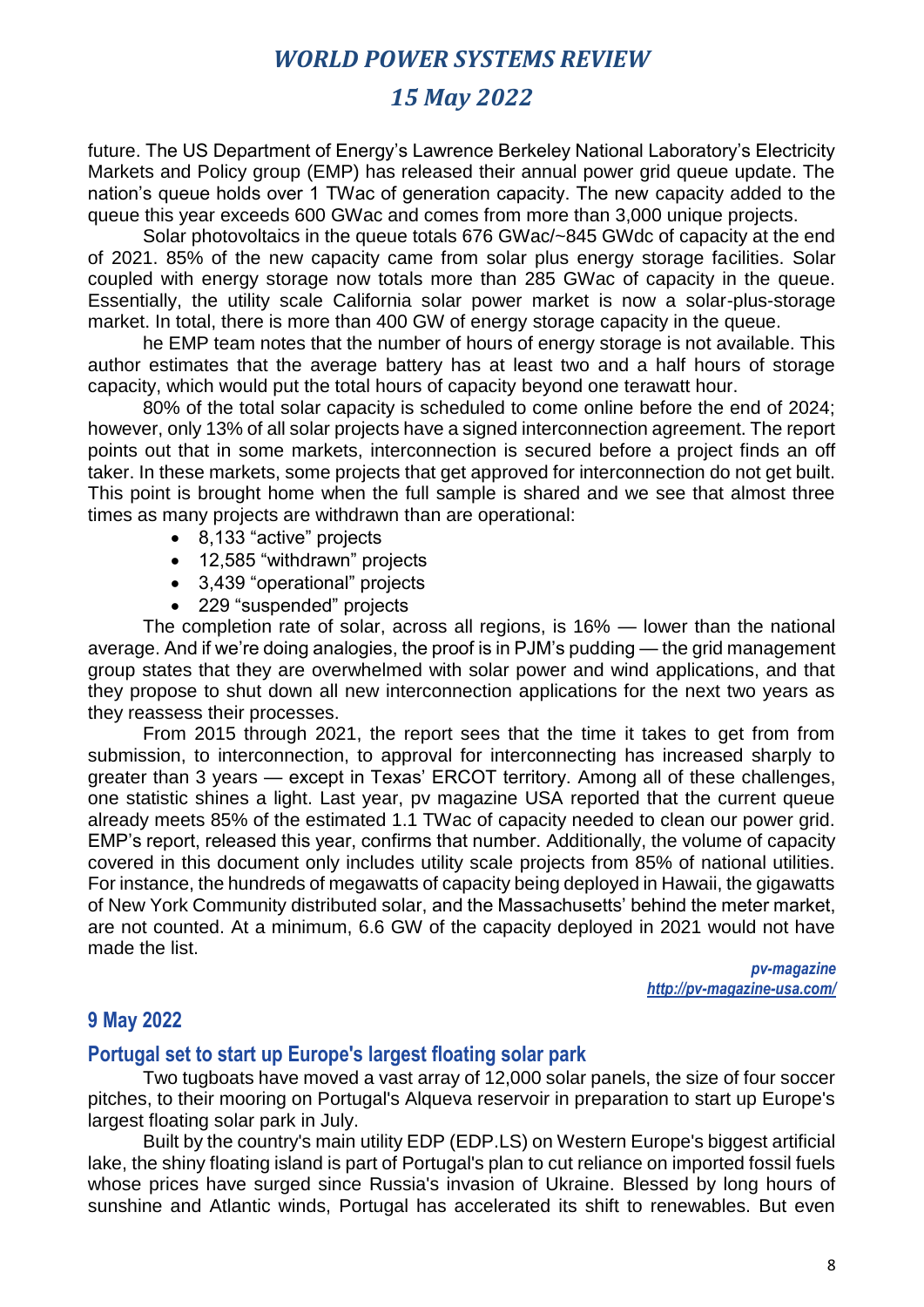future. The US Department of Energy's Lawrence Berkeley National Laboratory's Electricity Markets and Policy group (EMP) has released their annual power grid queue update. The nation's queue holds over 1 TWac of generation capacity. The new capacity added to the queue this year exceeds 600 GWac and comes from more than 3,000 unique projects.

Solar photovoltaics in the queue totals 676 GWac/~845 GWdc of capacity at the end of 2021. 85% of the new capacity came from solar plus energy storage facilities. Solar coupled with energy storage now totals more than 285 GWac of capacity in the queue. Essentially, the utility scale California solar power market is now a solar-plus-storage market. In total, there is more than 400 GW of energy storage capacity in the queue.

he EMP team notes that the number of hours of energy storage is not available. This author estimates that the average battery has at least two and a half hours of storage capacity, which would put the total hours of capacity beyond one terawatt hour.

80% of the total solar capacity is scheduled to come online before the end of 2024; however, only 13% of all solar projects have a signed interconnection agreement. The report points out that in some markets, interconnection is secured before a project finds an off taker. In these markets, some projects that get approved for interconnection do not get built. This point is brought home when the full sample is shared and we see that almost three times as many projects are withdrawn than are operational:

- 8,133 "active" projects
- 12,585 "withdrawn" projects
- 3,439 "operational" projects
- 229 "suspended" projects

The completion rate of solar, across all regions, is 16% — lower than the national average. And if we're doing analogies, the proof is in PJM's pudding — the grid management group states that they are overwhelmed with solar power and wind applications, and that they propose to shut down all new interconnection applications for the next two years as they reassess their processes.

From 2015 through 2021, the report sees that the time it takes to get from from submission, to interconnection, to approval for interconnecting has increased sharply to greater than 3 years — except in Texas' ERCOT territory. Among all of these challenges, one statistic shines a light. Last year, pv magazine USA reported that the current queue already meets 85% of the estimated 1.1 TWac of capacity needed to clean our power grid. EMP's report, released this year, confirms that number. Additionally, the volume of capacity covered in this document only includes utility scale projects from 85% of national utilities. For instance, the hundreds of megawatts of capacity being deployed in Hawaii, the gigawatts of New York Community distributed solar, and the Massachusetts' behind the meter market, are not counted. At a minimum, 6.6 GW of the capacity deployed in 2021 would not have made the list.

*pv-magazine*
*http://pv-magazine-usa.com/*

## 9 May 2022

### Portugal set to start up Europe's largest floating solar park

Two tugboats have moved a vast array of 12,000 solar panels, the size of four soccer pitches, to their mooring on Portugal's Alqueva reservoir in preparation to start up Europe's largest floating solar park in July.

Built by the country's main utility EDP (EDP.LS) on Western Europe's biggest artificial lake, the shiny floating island is part of Portugal's plan to cut reliance on imported fossil fuels whose prices have surged since Russia's invasion of Ukraine. Blessed by long hours of sunshine and Atlantic winds, Portugal has accelerated its shift to renewables. But even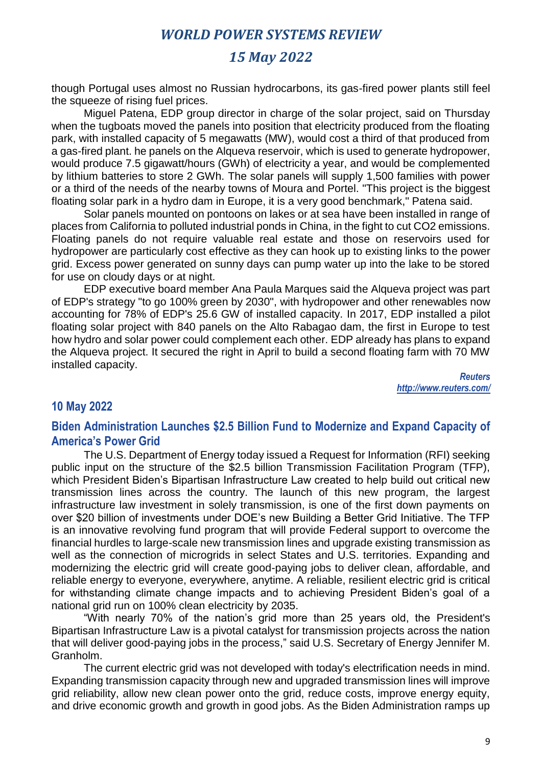though Portugal uses almost no Russian hydrocarbons, its gas-fired power plants still feel the squeeze of rising fuel prices.

Miguel Patena, EDP group director in charge of the solar project, said on Thursday when the tugboats moved the panels into position that electricity produced from the floating park, with installed capacity of 5 megawatts (MW), would cost a third of that produced from a gas-fired plant. he panels on the Alqueva reservoir, which is used to generate hydropower, would produce 7.5 gigawatt/hours (GWh) of electricity a year, and would be complemented by lithium batteries to store 2 GWh. The solar panels will supply 1,500 families with power or a third of the needs of the nearby towns of Moura and Portel. "This project is the biggest floating solar park in a hydro dam in Europe, it is a very good benchmark," Patena said.

Solar panels mounted on pontoons on lakes or at sea have been installed in range of places from California to polluted industrial ponds in China, in the fight to cut CO2 emissions. Floating panels do not require valuable real estate and those on reservoirs used for hydropower are particularly cost effective as they can hook up to existing links to the power grid. Excess power generated on sunny days can pump water up into the lake to be stored for use on cloudy days or at night.

EDP executive board member Ana Paula Marques said the Alqueva project was part of EDP's strategy "to go 100% green by 2030", with hydropower and other renewables now accounting for 78% of EDP's 25.6 GW of installed capacity. In 2017, EDP installed a pilot floating solar project with 840 panels on the Alto Rabagao dam, the first in Europe to test how hydro and solar power could complement each other. EDP already has plans to expand the Alqueva project. It secured the right in April to build a second floating farm with 70 MW installed capacity.

*Reuters*
*http://www.reuters.com/*

## 10 May 2022

### Biden Administration Launches $2.5 Billion Fund to Modernize and Expand Capacity of America's Power Grid

The U.S. Department of Energy today issued a Request for Information (RFI) seeking public input on the structure of the $2.5 billion Transmission Facilitation Program (TFP), which President Biden's Bipartisan Infrastructure Law created to help build out critical new transmission lines across the country. The launch of this new program, the largest infrastructure law investment in solely transmission, is one of the first down payments on over $20 billion of investments under DOE's new Building a Better Grid Initiative. The TFP is an innovative revolving fund program that will provide Federal support to overcome the financial hurdles to large-scale new transmission lines and upgrade existing transmission as well as the connection of microgrids in select States and U.S. territories. Expanding and modernizing the electric grid will create good-paying jobs to deliver clean, affordable, and reliable energy to everyone, everywhere, anytime. A reliable, resilient electric grid is critical for withstanding climate change impacts and to achieving President Biden's goal of a national grid run on 100% clean electricity by 2035.

"With nearly 70% of the nation's grid more than 25 years old, the President's Bipartisan Infrastructure Law is a pivotal catalyst for transmission projects across the nation that will deliver good-paying jobs in the process," said U.S. Secretary of Energy Jennifer M. Granholm.

The current electric grid was not developed with today's electrification needs in mind. Expanding transmission capacity through new and upgraded transmission lines will improve grid reliability, allow new clean power onto the grid, reduce costs, improve energy equity, and drive economic growth and growth in good jobs. As the Biden Administration ramps up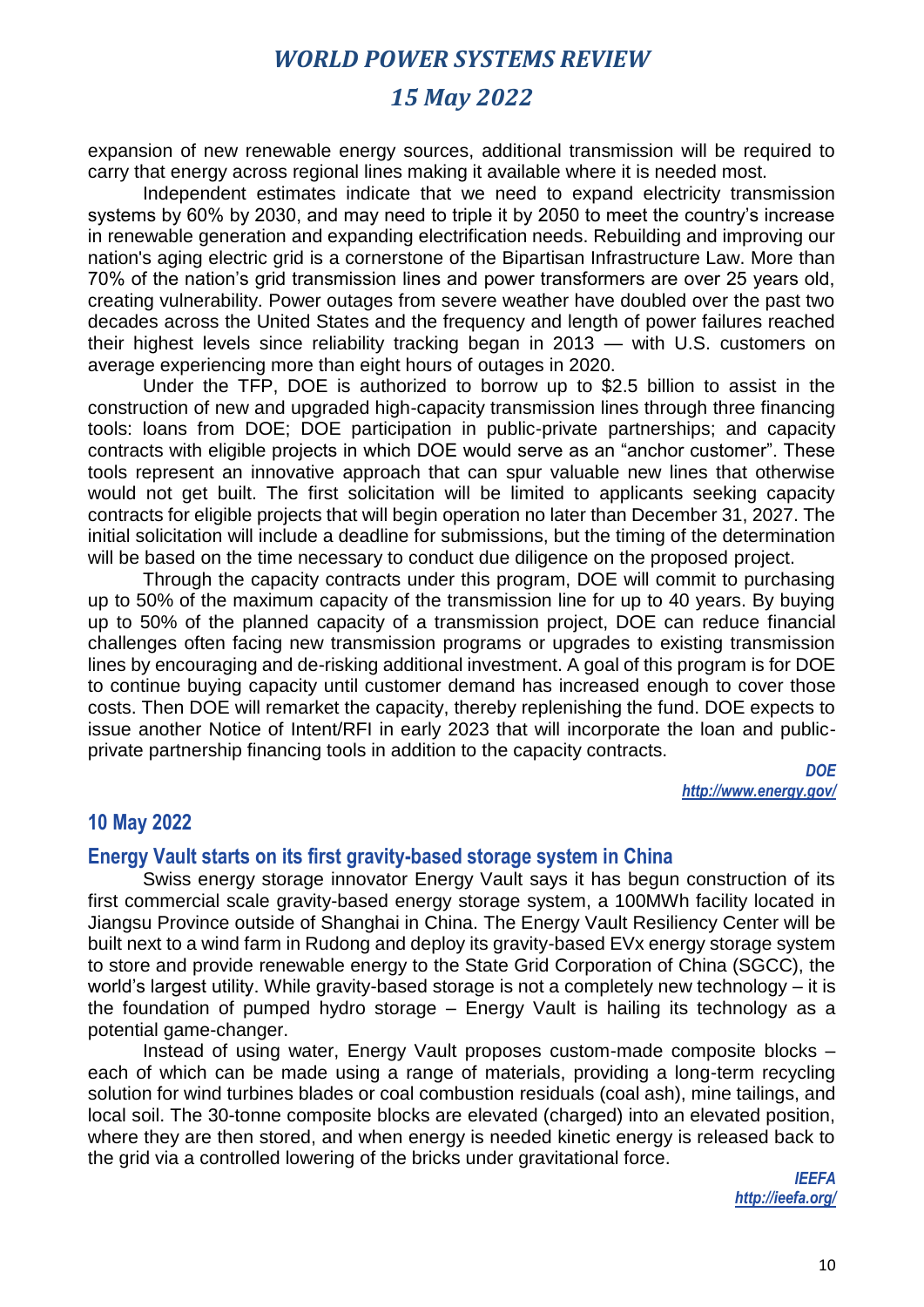expansion of new renewable energy sources, additional transmission will be required to carry that energy across regional lines making it available where it is needed most.

Independent estimates indicate that we need to expand electricity transmission systems by 60% by 2030, and may need to triple it by 2050 to meet the country's increase in renewable generation and expanding electrification needs. Rebuilding and improving our nation's aging electric grid is a cornerstone of the Bipartisan Infrastructure Law. More than 70% of the nation's grid transmission lines and power transformers are over 25 years old, creating vulnerability. Power outages from severe weather have doubled over the past two decades across the United States and the frequency and length of power failures reached their highest levels since reliability tracking began in 2013 — with U.S. customers on average experiencing more than eight hours of outages in 2020.

Under the TFP, DOE is authorized to borrow up to $2.5 billion to assist in the construction of new and upgraded high-capacity transmission lines through three financing tools: loans from DOE; DOE participation in public-private partnerships; and capacity contracts with eligible projects in which DOE would serve as an "anchor customer". These tools represent an innovative approach that can spur valuable new lines that otherwise would not get built. The first solicitation will be limited to applicants seeking capacity contracts for eligible projects that will begin operation no later than December 31, 2027. The initial solicitation will include a deadline for submissions, but the timing of the determination will be based on the time necessary to conduct due diligence on the proposed project.

Through the capacity contracts under this program, DOE will commit to purchasing up to 50% of the maximum capacity of the transmission line for up to 40 years. By buying up to 50% of the planned capacity of a transmission project, DOE can reduce financial challenges often facing new transmission programs or upgrades to existing transmission lines by encouraging and de-risking additional investment. A goal of this program is for DOE to continue buying capacity until customer demand has increased enough to cover those costs. Then DOE will remarket the capacity, thereby replenishing the fund. DOE expects to issue another Notice of Intent/RFI in early 2023 that will incorporate the loan and public-private partnership financing tools in addition to the capacity contracts.

*DOE*
*http://www.energy.gov/*

## 10 May 2022

### Energy Vault starts on its first gravity-based storage system in China

Swiss energy storage innovator Energy Vault says it has begun construction of its first commercial scale gravity-based energy storage system, a 100MWh facility located in Jiangsu Province outside of Shanghai in China. The Energy Vault Resiliency Center will be built next to a wind farm in Rudong and deploy its gravity-based EVx energy storage system to store and provide renewable energy to the State Grid Corporation of China (SGCC), the world's largest utility. While gravity-based storage is not a completely new technology – it is the foundation of pumped hydro storage – Energy Vault is hailing its technology as a potential game-changer.

Instead of using water, Energy Vault proposes custom-made composite blocks – each of which can be made using a range of materials, providing a long-term recycling solution for wind turbines blades or coal combustion residuals (coal ash), mine tailings, and local soil. The 30-tonne composite blocks are elevated (charged) into an elevated position, where they are then stored, and when energy is needed kinetic energy is released back to the grid via a controlled lowering of the bricks under gravitational force.

*IEEFA*
*http://ieefa.org/*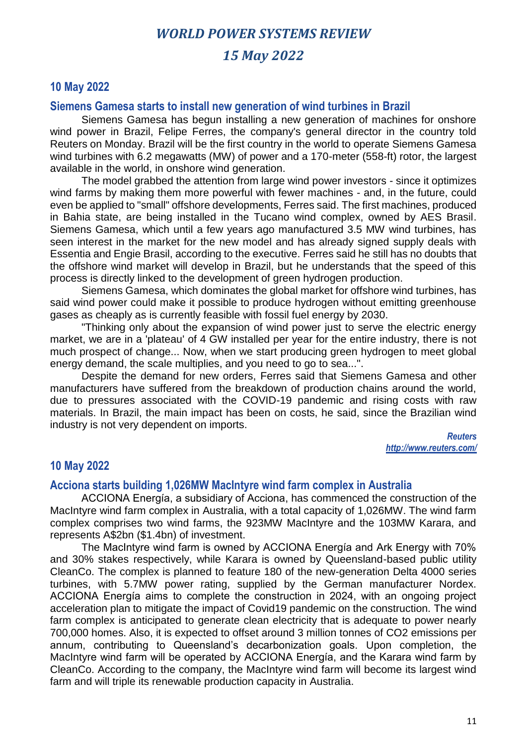## 10 May 2022

### Siemens Gamesa starts to install new generation of wind turbines in Brazil

Siemens Gamesa has begun installing a new generation of machines for onshore wind power in Brazil, Felipe Ferres, the company's general director in the country told Reuters on Monday. Brazil will be the first country in the world to operate Siemens Gamesa wind turbines with 6.2 megawatts (MW) of power and a 170-meter (558-ft) rotor, the largest available in the world, in onshore wind generation.

The model grabbed the attention from large wind power investors - since it optimizes wind farms by making them more powerful with fewer machines - and, in the future, could even be applied to "small" offshore developments, Ferres said. The first machines, produced in Bahia state, are being installed in the Tucano wind complex, owned by AES Brasil. Siemens Gamesa, which until a few years ago manufactured 3.5 MW wind turbines, has seen interest in the market for the new model and has already signed supply deals with Essentia and Engie Brasil, according to the executive. Ferres said he still has no doubts that the offshore wind market will develop in Brazil, but he understands that the speed of this process is directly linked to the development of green hydrogen production.

Siemens Gamesa, which dominates the global market for offshore wind turbines, has said wind power could make it possible to produce hydrogen without emitting greenhouse gases as cheaply as is currently feasible with fossil fuel energy by 2030.

"Thinking only about the expansion of wind power just to serve the electric energy market, we are in a 'plateau' of 4 GW installed per year for the entire industry, there is not much prospect of change... Now, when we start producing green hydrogen to meet global energy demand, the scale multiplies, and you need to go to sea...".

Despite the demand for new orders, Ferres said that Siemens Gamesa and other manufacturers have suffered from the breakdown of production chains around the world, due to pressures associated with the COVID-19 pandemic and rising costs with raw materials. In Brazil, the main impact has been on costs, he said, since the Brazilian wind industry is not very dependent on imports.

***Reuters***
***http://www.reuters.com/***

## 10 May 2022

### Acciona starts building 1,026MW MacIntyre wind farm complex in Australia

ACCIONA Energía, a subsidiary of Acciona, has commenced the construction of the MacIntyre wind farm complex in Australia, with a total capacity of 1,026MW. The wind farm complex comprises two wind farms, the 923MW MacIntyre and the 103MW Karara, and represents A$2bn ($1.4bn) of investment.

The MacIntyre wind farm is owned by ACCIONA Energía and Ark Energy with 70% and 30% stakes respectively, while Karara is owned by Queensland-based public utility CleanCo. The complex is planned to feature 180 of the new-generation Delta 4000 series turbines, with 5.7MW power rating, supplied by the German manufacturer Nordex. ACCIONA Energía aims to complete the construction in 2024, with an ongoing project acceleration plan to mitigate the impact of Covid19 pandemic on the construction. The wind farm complex is anticipated to generate clean electricity that is adequate to power nearly 700,000 homes. Also, it is expected to offset around 3 million tonnes of $CO_2$ emissions per annum, contributing to Queensland's decarbonization goals. Upon completion, the MacIntyre wind farm will be operated by ACCIONA Energía, and the Karara wind farm by CleanCo. According to the company, the MacIntyre wind farm will become its largest wind farm and will triple its renewable production capacity in Australia.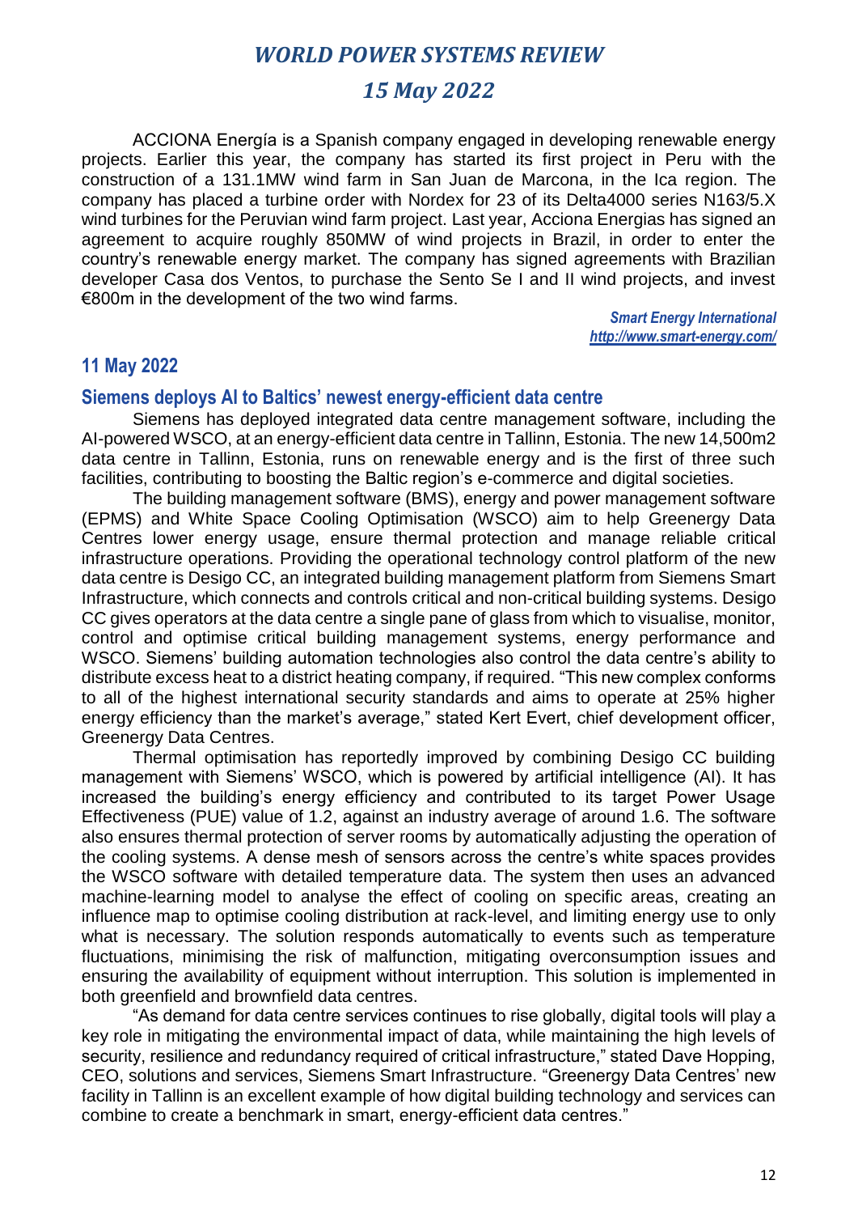ACCIONA Energía is a Spanish company engaged in developing renewable energy projects. Earlier this year, the company has started its first project in Peru with the construction of a 131.1MW wind farm in San Juan de Marcona, in the Ica region. The company has placed a turbine order with Nordex for 23 of its Delta4000 series N163/5.X wind turbines for the Peruvian wind farm project. Last year, Acciona Energias has signed an agreement to acquire roughly 850MW of wind projects in Brazil, in order to enter the country's renewable energy market. The company has signed agreements with Brazilian developer Casa dos Ventos, to purchase the Sento Se I and II wind projects, and invest €800m in the development of the two wind farms.

***Smart Energy International***
***http://www.smart-energy.com/***

## 11 May 2022

### Siemens deploys AI to Baltics' newest energy-efficient data centre

Siemens has deployed integrated data centre management software, including the AI-powered WSCO, at an energy-efficient data centre in Tallinn, Estonia. The new 14,500m2 data centre in Tallinn, Estonia, runs on renewable energy and is the first of three such facilities, contributing to boosting the Baltic region's e-commerce and digital societies.

The building management software (BMS), energy and power management software (EPMS) and White Space Cooling Optimisation (WSCO) aim to help Greenergy Data Centres lower energy usage, ensure thermal protection and manage reliable critical infrastructure operations. Providing the operational technology control platform of the new data centre is Desigo CC, an integrated building management platform from Siemens Smart Infrastructure, which connects and controls critical and non-critical building systems. Desigo CC gives operators at the data centre a single pane of glass from which to visualise, monitor, control and optimise critical building management systems, energy performance and WSCO. Siemens' building automation technologies also control the data centre's ability to distribute excess heat to a district heating company, if required. "This new complex conforms to all of the highest international security standards and aims to operate at 25% higher energy efficiency than the market's average," stated Kert Evert, chief development officer, Greenergy Data Centres.

Thermal optimisation has reportedly improved by combining Desigo CC building management with Siemens' WSCO, which is powered by artificial intelligence (AI). It has increased the building's energy efficiency and contributed to its target Power Usage Effectiveness (PUE) value of 1.2, against an industry average of around 1.6. The software also ensures thermal protection of server rooms by automatically adjusting the operation of the cooling systems. A dense mesh of sensors across the centre's white spaces provides the WSCO software with detailed temperature data. The system then uses an advanced machine-learning model to analyse the effect of cooling on specific areas, creating an influence map to optimise cooling distribution at rack-level, and limiting energy use to only what is necessary. The solution responds automatically to events such as temperature fluctuations, minimising the risk of malfunction, mitigating overconsumption issues and ensuring the availability of equipment without interruption. This solution is implemented in both greenfield and brownfield data centres.

"As demand for data centre services continues to rise globally, digital tools will play a key role in mitigating the environmental impact of data, while maintaining the high levels of security, resilience and redundancy required of critical infrastructure," stated Dave Hopping, CEO, solutions and services, Siemens Smart Infrastructure. "Greenergy Data Centres' new facility in Tallinn is an excellent example of how digital building technology and services can combine to create a benchmark in smart, energy-efficient data centres."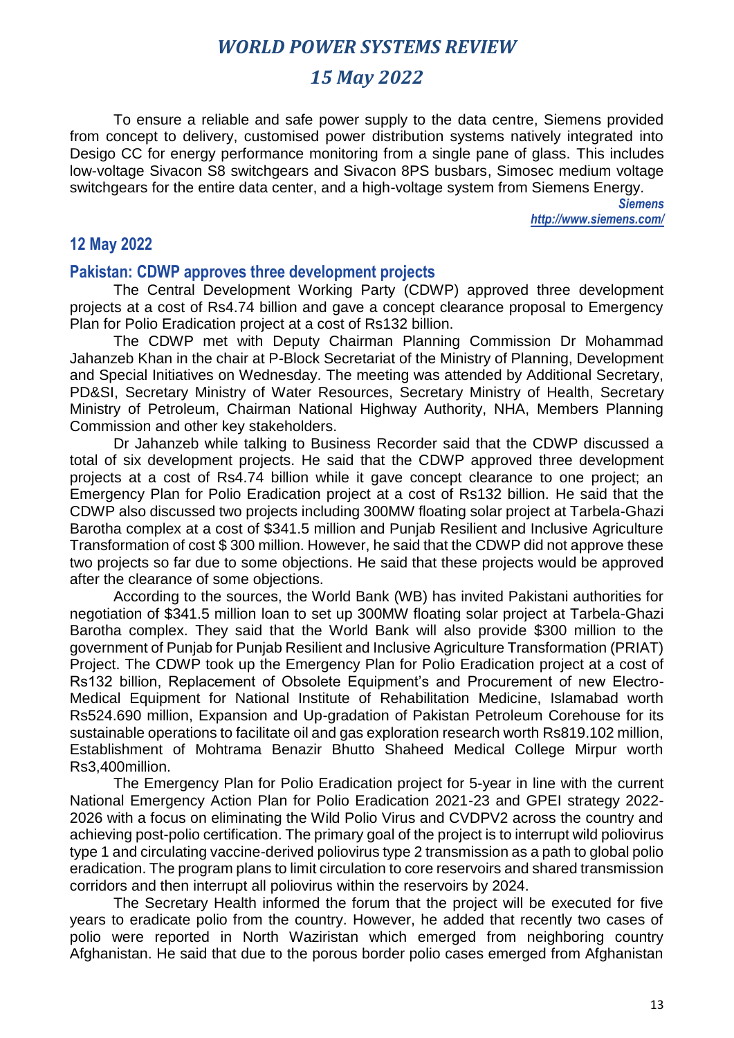To ensure a reliable and safe power supply to the data centre, Siemens provided from concept to delivery, customised power distribution systems natively integrated into Desigo CC for energy performance monitoring from a single pane of glass. This includes low-voltage Sivacon S8 switchgears and Sivacon 8PS busbars, Simosec medium voltage switchgears for the entire data center, and a high-voltage system from Siemens Energy.

*Siemens*
*http://www.siemens.com/*

## 12 May 2022

### Pakistan: CDWP approves three development projects

The Central Development Working Party (CDWP) approved three development projects at a cost of Rs4.74 billion and gave a concept clearance proposal to Emergency Plan for Polio Eradication project at a cost of Rs132 billion.

The CDWP met with Deputy Chairman Planning Commission Dr Mohammad Jahanzeb Khan in the chair at P-Block Secretariat of the Ministry of Planning, Development and Special Initiatives on Wednesday. The meeting was attended by Additional Secretary, PD&SI, Secretary Ministry of Water Resources, Secretary Ministry of Health, Secretary Ministry of Petroleum, Chairman National Highway Authority, NHA, Members Planning Commission and other key stakeholders.

Dr Jahanzeb while talking to Business Recorder said that the CDWP discussed a total of six development projects. He said that the CDWP approved three development projects at a cost of Rs4.74 billion while it gave concept clearance to one project; an Emergency Plan for Polio Eradication project at a cost of Rs132 billion. He said that the CDWP also discussed two projects including 300MW floating solar project at Tarbela-Ghazi Barotha complex at a cost of $341.5 million and Punjab Resilient and Inclusive Agriculture Transformation of cost $ 300 million. However, he said that the CDWP did not approve these two projects so far due to some objections. He said that these projects would be approved after the clearance of some objections.

According to the sources, the World Bank (WB) has invited Pakistani authorities for negotiation of $341.5 million loan to set up 300MW floating solar project at Tarbela-Ghazi Barotha complex. They said that the World Bank will also provide $300 million to the government of Punjab for Punjab Resilient and Inclusive Agriculture Transformation (PRIAT) Project. The CDWP took up the Emergency Plan for Polio Eradication project at a cost of Rs132 billion, Replacement of Obsolete Equipment's and Procurement of new Electro-Medical Equipment for National Institute of Rehabilitation Medicine, Islamabad worth Rs524.690 million, Expansion and Up-gradation of Pakistan Petroleum Corehouse for its sustainable operations to facilitate oil and gas exploration research worth Rs819.102 million, Establishment of Mohtrama Benazir Bhutto Shaheed Medical College Mirpur worth Rs3,400million.

The Emergency Plan for Polio Eradication project for 5-year in line with the current National Emergency Action Plan for Polio Eradication 2021-23 and GPEI strategy 2022-2026 with a focus on eliminating the Wild Polio Virus and CVDPV2 across the country and achieving post-polio certification. The primary goal of the project is to interrupt wild poliovirus type 1 and circulating vaccine-derived poliovirus type 2 transmission as a path to global polio eradication. The program plans to limit circulation to core reservoirs and shared transmission corridors and then interrupt all poliovirus within the reservoirs by 2024.

The Secretary Health informed the forum that the project will be executed for five years to eradicate polio from the country. However, he added that recently two cases of polio were reported in North Waziristan which emerged from neighboring country Afghanistan. He said that due to the porous border polio cases emerged from Afghanistan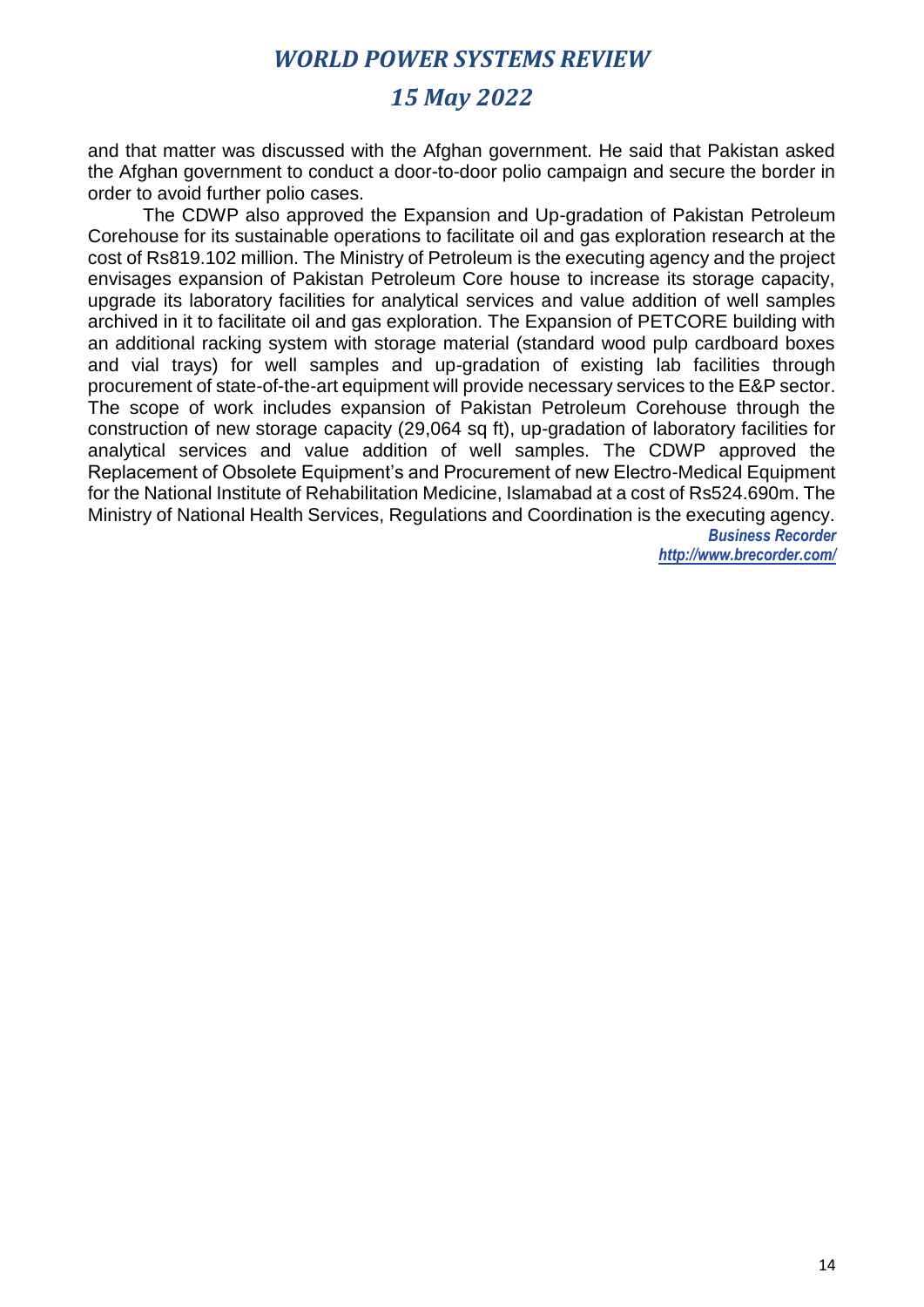and that matter was discussed with the Afghan government. He said that Pakistan asked the Afghan government to conduct a door-to-door polio campaign and secure the border in order to avoid further polio cases.

The CDWP also approved the Expansion and Up-gradation of Pakistan Petroleum Corehouse for its sustainable operations to facilitate oil and gas exploration research at the cost of Rs819.102 million. The Ministry of Petroleum is the executing agency and the project envisages expansion of Pakistan Petroleum Core house to increase its storage capacity, upgrade its laboratory facilities for analytical services and value addition of well samples archived in it to facilitate oil and gas exploration. The Expansion of PETCORE building with an additional racking system with storage material (standard wood pulp cardboard boxes and vial trays) for well samples and up-gradation of existing lab facilities through procurement of state-of-the-art equipment will provide necessary services to the E&P sector. The scope of work includes expansion of Pakistan Petroleum Corehouse through the construction of new storage capacity (29,064 sq ft), up-gradation of laboratory facilities for analytical services and value addition of well samples. The CDWP approved the Replacement of Obsolete Equipment's and Procurement of new Electro-Medical Equipment for the National Institute of Rehabilitation Medicine, Islamabad at a cost of Rs524.690m. The Ministry of National Health Services, Regulations and Coordination is the executing agency.

***Business Recorder***
***http://www.brecorder.com/***